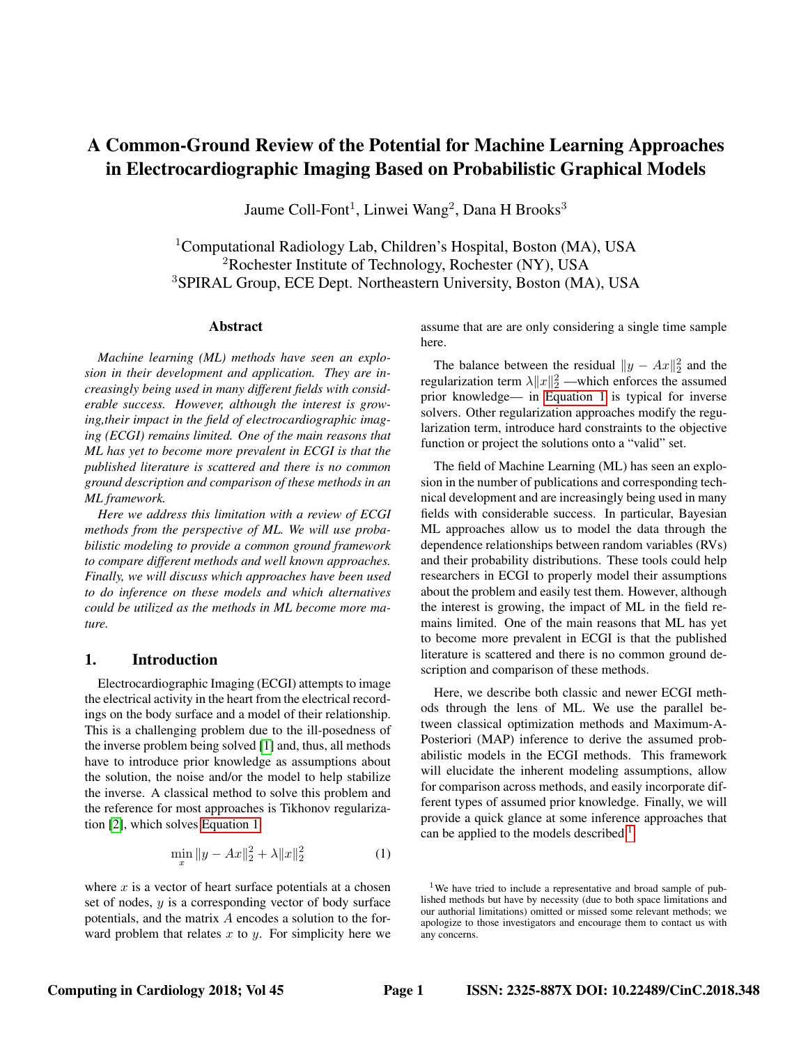# A Common-Ground Review of the Potential for Machine Learning Approaches in Electrocardiographic Imaging Based on Probabilistic Graphical Models

Jaume Coll-Font[1], Linwei Wang[2], Dana H Brooks[3]

[1]Computational Radiology Lab, Children's Hospital, Boston (MA), USA
[2]Rochester Institute of Technology, Rochester (NY), USA
[3]SPIRAL Group, ECE Dept. Northeastern University, Boston (MA), USA

## Abstract

*Machine learning (ML) methods have seen an explosion in their development and application. They are increasingly being used in many different fields with considerable success. However, although the interest is growing,their impact in the field of electrocardiographic imaging (ECGI) remains limited. One of the main reasons that ML has yet to become more prevalent in ECGI is that the published literature is scattered and there is no common ground description and comparison of these methods in an ML framework.*

*Here we address this limitation with a review of ECGI methods from the perspective of ML. We will use probabilistic modeling to provide a common ground framework to compare different methods and well known approaches. Finally, we will discuss which approaches have been used to do inference on these models and which alternatives could be utilized as the methods in ML become more mature.*

## 1. Introduction

Electrocardiographic Imaging (ECGI) attempts to image the electrical activity in the heart from the electrical recordings on the body surface and a model of their relationship. This is a challenging problem due to the ill-posedness of the inverse problem being solved [1] and, thus, all methods have to introduce prior knowledge as assumptions about the solution, the noise and/or the model to help stabilize the inverse. A classical method to solve this problem and the reference for most approaches is Tikhonov regularization [2], which solves Equation 1

$$\min_{x} \|y - Ax\|_2^2 + \lambda \|x\|_2^2 \tag{1}$$

where $x$ is a vector of heart surface potentials at a chosen set of nodes, $y$ is a corresponding vector of body surface potentials, and the matrix $A$ encodes a solution to the forward problem that relates $x$ to $y$. For simplicity here we assume that are are only considering a single time sample here.

The balance between the residual $\|y - Ax\|_2^2$ and the regularization term $\lambda\|x\|_2^2$ —which enforces the assumed prior knowledge— in Equation 1 is typical for inverse solvers. Other regularization approaches modify the regularization term, introduce hard constraints to the objective function or project the solutions onto a "valid" set.

The field of Machine Learning (ML) has seen an explosion in the number of publications and corresponding technical development and are increasingly being used in many fields with considerable success. In particular, Bayesian ML approaches allow us to model the data through the dependence relationships between random variables (RVs) and their probability distributions. These tools could help researchers in ECGI to properly model their assumptions about the problem and easily test them. However, although the interest is growing, the impact of ML in the field remains limited. One of the main reasons that ML has yet to become more prevalent in ECGI is that the published literature is scattered and there is no common ground description and comparison of these methods.

Here, we describe both classic and newer ECGI methods through the lens of ML. We use the parallel between classical optimization methods and Maximum-A-Posteriori (MAP) inference to derive the assumed probabilistic models in the ECGI methods. This framework will elucidate the inherent modeling assumptions, allow for comparison across methods, and easily incorporate different types of assumed prior knowledge. Finally, we will provide a quick glance at some inference approaches that can be applied to the models described [1].

[1]We have tried to include a representative and broad sample of published methods but have by necessity (due to both space limitations and our authorial limitations) omitted or missed some relevant methods; we apologize to those investigators and encourage them to contact us with any concerns.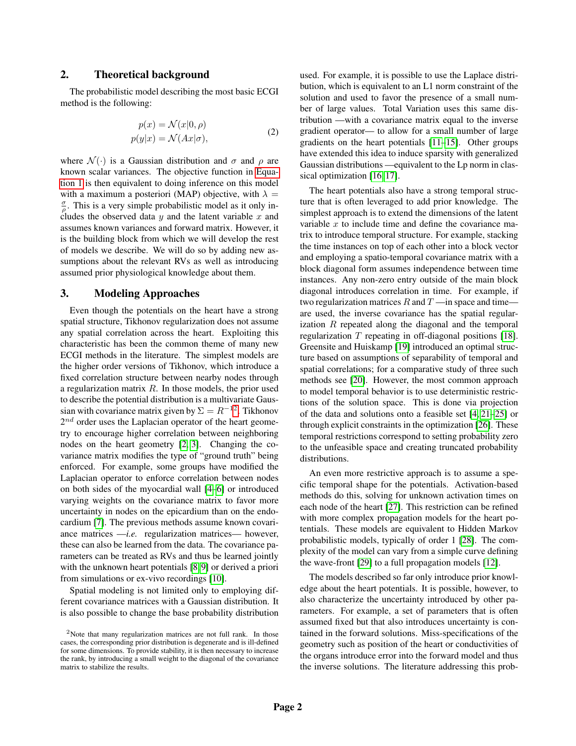## 2. Theoretical background

The probabilistic model describing the most basic ECGI method is the following:

$$
\begin{aligned}
p(x) &= \mathcal{N}(x|0, \rho) \\
p(y|x) &= \mathcal{N}(Ax|\sigma),
\end{aligned} \tag{2}
$$

where $\mathcal{N}(\cdot)$ is a Gaussian distribution and $\sigma$ and $\rho$ are known scalar variances. The objective function in Equation 1 is then equivalent to doing inference on this model with a maximum a posteriori (MAP) objective, with $\lambda = \frac{\sigma}{\rho}$. This is a very simple probabilistic model as it only includes the observed data $y$ and the latent variable $x$ and assumes known variances and forward matrix. However, it is the building block from which we will develop the rest of models we describe. We will do so by adding new assumptions about the relevant RVs as well as introducing assumed prior physiological knowledge about them.

## 3. Modeling Approaches

Even though the potentials on the heart have a strong spatial structure, Tikhonov regularization does not assume any spatial correlation across the heart. Exploiting this characteristic has been the common theme of many new ECGI methods in the literature. The simplest models are the higher order versions of Tikhonov, which introduce a fixed correlation structure between nearby nodes through a regularization matrix $R$. In those models, the prior used to describe the potential distribution is a multivariate Gaussian with covariance matrix given by $\Sigma = R^{-1}$[2]. Tikhonov $2^{nd}$ order uses the Laplacian operator of the heart geometry to encourage higher correlation between neighboring nodes on the heart geometry [2, 3]. Changing the covariance matrix modifies the type of "ground truth" being enforced. For example, some groups have modified the Laplacian operator to enforce correlation between nodes on both sides of the myocardial wall [4–6] or introduced varying weights on the covariance matrix to favor more uncertainty in nodes on the epicardium than on the endocardium [7]. The previous methods assume known covariance matrices —*i.e.* regularization matrices— however, these can also be learned from the data. The covariance parameters can be treated as RVs and thus be learned jointly with the unknown heart potentials [8, 9] or derived a priori from simulations or ex-vivo recordings [10].

Spatial modeling is not limited only to employing different covariance matrices with a Gaussian distribution. It is also possible to change the base probability distribution used. For example, it is possible to use the Laplace distribution, which is equivalent to an L1 norm constraint of the solution and used to favor the presence of a small number of large values. Total Variation uses this same distribution —with a covariance matrix equal to the inverse gradient operator— to allow for a small number of large gradients on the heart potentials [11–15]. Other groups have extended this idea to induce sparsity with generalized Gaussian distributions —equivalent to the Lp norm in classical optimization [16, 17].

The heart potentials also have a strong temporal structure that is often leveraged to add prior knowledge. The simplest approach is to extend the dimensions of the latent variable $x$ to include time and define the covariance matrix to introduce temporal structure. For example, stacking the time instances on top of each other into a block vector and employing a spatio-temporal covariance matrix with a block diagonal form assumes independence between time instances. Any non-zero entry outside of the main block diagonal introduces correlation in time. For example, if two regularization matrices $R$ and $T$ —in space and time— are used, the inverse covariance has the spatial regularization $R$ repeated along the diagonal and the temporal regularization $T$ repeating in off-diagonal positions [18]. Greensite and Huiskamp [19] introduced an optimal structure based on assumptions of separability of temporal and spatial correlations; for a comparative study of three such methods see [20]. However, the most common approach to model temporal behavior is to use deterministic restrictions of the solution space. This is done via projection of the data and solutions onto a feasible set [4, 21–25] or through explicit constraints in the optimization [26]. These temporal restrictions correspond to setting probability zero to the unfeasible space and creating truncated probability distributions.

An even more restrictive approach is to assume a specific temporal shape for the potentials. Activation-based methods do this, solving for unknown activation times on each node of the heart [27]. This restriction can be refined with more complex propagation models for the heart potentials. These models are equivalent to Hidden Markov probabilistic models, typically of order 1 [28]. The complexity of the model can vary from a simple curve defining the wave-front [29] to a full propagation models [12].

The models described so far only introduce prior knowledge about the heart potentials. It is possible, however, to also characterize the uncertainty introduced by other parameters. For example, a set of parameters that is often assumed fixed but that also introduces uncertainty is contained in the forward solutions. Miss-specifications of the geometry such as position of the heart or conductivities of the organs introduce error into the forward model and thus the inverse solutions. The literature addressing this prob-

[2] Note that many regularization matrices are not full rank. In those cases, the corresponding prior distribution is degenerate and is ill-defined for some dimensions. To provide stability, it is then necessary to increase the rank, by introducing a small weight to the diagonal of the covariance matrix to stabilize the results.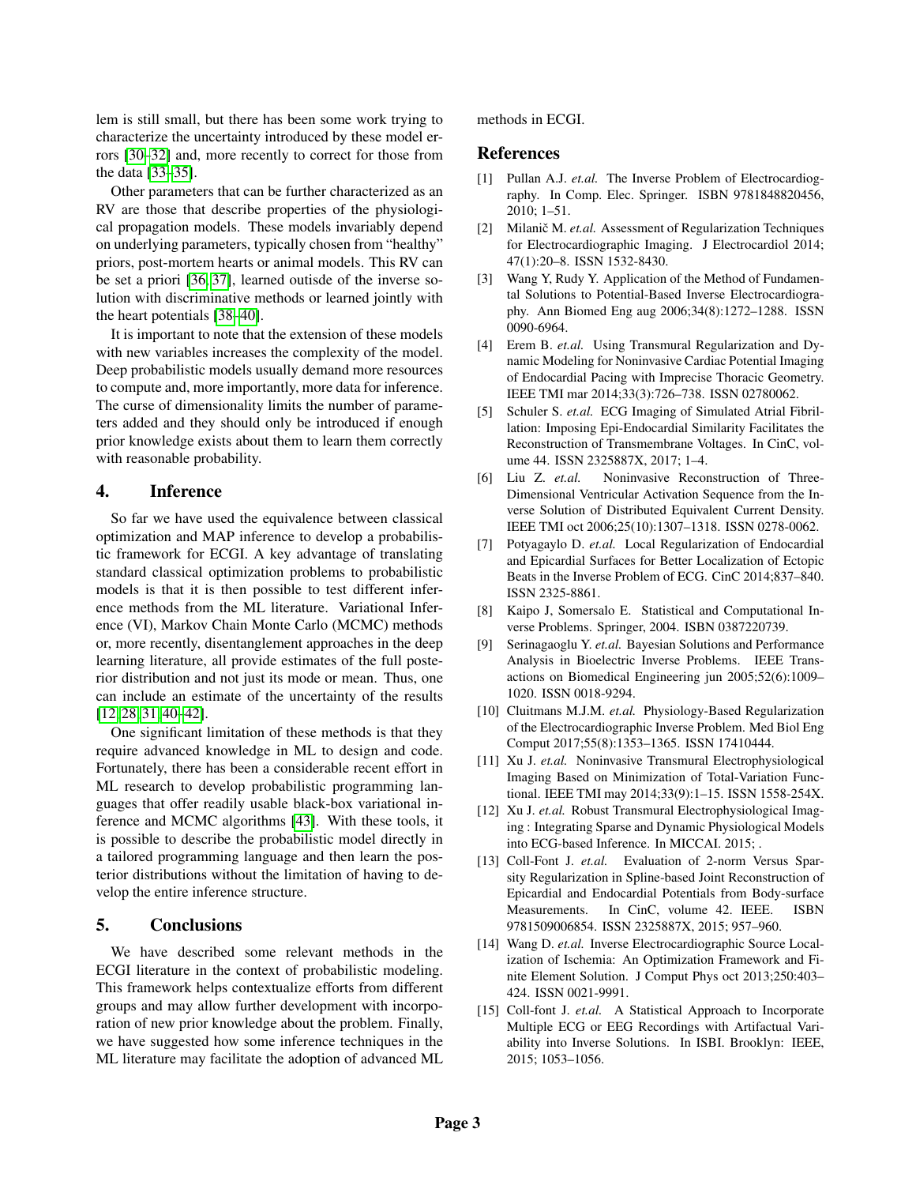lem is still small, but there has been some work trying to characterize the uncertainty introduced by these model errors [30–32] and, more recently to correct for those from the data [33–35].

Other parameters that can be further characterized as an RV are those that describe properties of the physiological propagation models. These models invariably depend on underlying parameters, typically chosen from "healthy" priors, post-mortem hearts or animal models. This RV can be set a priori [36, 37], learned outisde of the inverse solution with discriminative methods or learned jointly with the heart potentials [38–40].

It is important to note that the extension of these models with new variables increases the complexity of the model. Deep probabilistic models usually demand more resources to compute and, more importantly, more data for inference. The curse of dimensionality limits the number of parameters added and they should only be introduced if enough prior knowledge exists about them to learn them correctly with reasonable probability.

## 4. Inference

So far we have used the equivalence between classical optimization and MAP inference to develop a probabilistic framework for ECGI. A key advantage of translating standard classical optimization problems to probabilistic models is that it is then possible to test different inference methods from the ML literature. Variational Inference (VI), Markov Chain Monte Carlo (MCMC) methods or, more recently, disentanglement approaches in the deep learning literature, all provide estimates of the full posterior distribution and not just its mode or mean. Thus, one can include an estimate of the uncertainty of the results [12, 28, 31, 40–42].

One significant limitation of these methods is that they require advanced knowledge in ML to design and code. Fortunately, there has been a considerable recent effort in ML research to develop probabilistic programming languages that offer readily usable black-box variational inference and MCMC algorithms [43]. With these tools, it is possible to describe the probabilistic model directly in a tailored programming language and then learn the posterior distributions without the limitation of having to develop the entire inference structure.

## 5. Conclusions

We have described some relevant methods in the ECGI literature in the context of probabilistic modeling. This framework helps contextualize efforts from different groups and may allow further development with incorporation of new prior knowledge about the problem. Finally, we have suggested how some inference techniques in the ML literature may facilitate the adoption of advanced ML methods in ECGI.

## References

[1] Pullan A.J. *et.al.* The Inverse Problem of Electrocardiography. In Comp. Elec. Springer. ISBN 9781848820456, 2010; 1–51.

[2] Milanič M. *et.al.* Assessment of Regularization Techniques for Electrocardiographic Imaging. J Electrocardiol 2014; 47(1):20–8. ISSN 1532-8430.

[3] Wang Y, Rudy Y. Application of the Method of Fundamental Solutions to Potential-Based Inverse Electrocardiography. Ann Biomed Eng aug 2006;34(8):1272–1288. ISSN 0090-6964.

[4] Erem B. *et.al.* Using Transmural Regularization and Dynamic Modeling for Noninvasive Cardiac Potential Imaging of Endocardial Pacing with Imprecise Thoracic Geometry. IEEE TMI mar 2014;33(3):726–738. ISSN 02780062.

[5] Schuler S. *et.al.* ECG Imaging of Simulated Atrial Fibrillation: Imposing Epi-Endocardial Similarity Facilitates the Reconstruction of Transmembrane Voltages. In CinC, volume 44. ISSN 2325887X, 2017; 1–4.

[6] Liu Z. *et.al.* Noninvasive Reconstruction of Three-Dimensional Ventricular Activation Sequence from the Inverse Solution of Distributed Equivalent Current Density. IEEE TMI oct 2006;25(10):1307–1318. ISSN 0278-0062.

[7] Potyagaylo D. *et.al.* Local Regularization of Endocardial and Epicardial Surfaces for Better Localization of Ectopic Beats in the Inverse Problem of ECG. CinC 2014;837–840. ISSN 2325-8861.

[8] Kaipo J, Somersalo E. Statistical and Computational Inverse Problems. Springer, 2004. ISBN 0387220739.

[9] Serinagaoglu Y. *et.al.* Bayesian Solutions and Performance Analysis in Bioelectric Inverse Problems. IEEE Transactions on Biomedical Engineering jun 2005;52(6):1009–1020. ISSN 0018-9294.

[10] Cluitmans M.J.M. *et.al.* Physiology-Based Regularization of the Electrocardiographic Inverse Problem. Med Biol Eng Comput 2017;55(8):1353–1365. ISSN 17410444.

[11] Xu J. *et.al.* Noninvasive Transmural Electrophysiological Imaging Based on Minimization of Total-Variation Functional. IEEE TMI may 2014;33(9):1–15. ISSN 1558-254X.

[12] Xu J. *et.al.* Robust Transmural Electrophysiological Imaging : Integrating Sparse and Dynamic Physiological Models into ECG-based Inference. In MICCAI. 2015; .

[13] Coll-Font J. *et.al.* Evaluation of 2-norm Versus Sparsity Regularization in Spline-based Joint Reconstruction of Epicardial and Endocardial Potentials from Body-surface Measurements. In CinC, volume 42. IEEE. ISBN 9781509006854. ISSN 2325887X, 2015; 957–960.

[14] Wang D. *et.al.* Inverse Electrocardiographic Source Localization of Ischemia: An Optimization Framework and Finite Element Solution. J Comput Phys oct 2013;250:403–424. ISSN 0021-9991.

[15] Coll-font J. *et.al.* A Statistical Approach to Incorporate Multiple ECG or EEG Recordings with Artifactual Variability into Inverse Solutions. In ISBI. Brooklyn: IEEE, 2015; 1053–1056.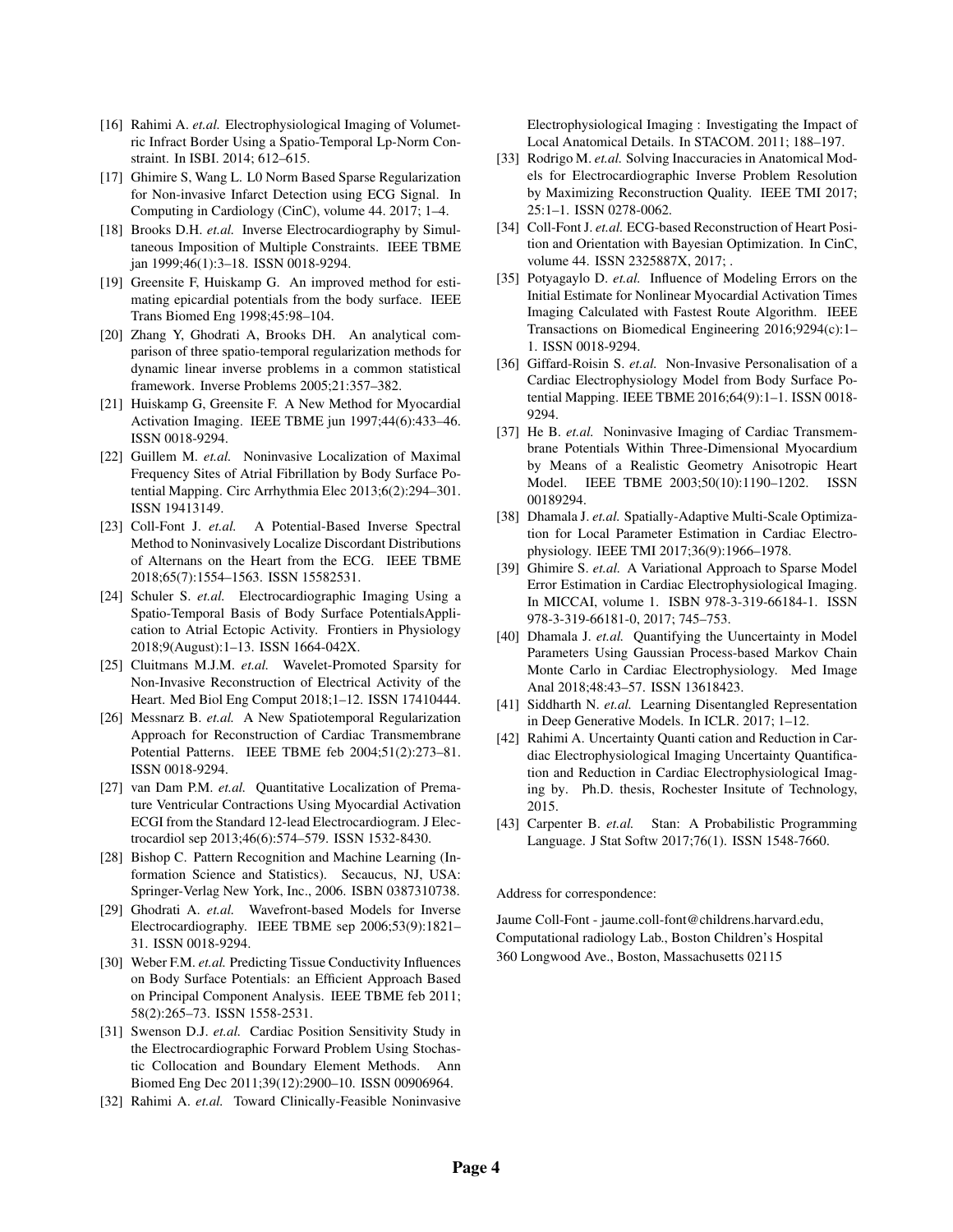[16] Rahimi A. *et.al.* Electrophysiological Imaging of Volumetric Infract Border Using a Spatio-Temporal Lp-Norm Constraint. In ISBI. 2014; 612–615.

[17] Ghimire S, Wang L. L0 Norm Based Sparse Regularization for Non-invasive Infarct Detection using ECG Signal. In Computing in Cardiology (CinC), volume 44. 2017; 1–4.

[18] Brooks D.H. *et.al.* Inverse Electrocardiography by Simultaneous Imposition of Multiple Constraints. IEEE TBME jan 1999;46(1):3–18. ISSN 0018-9294.

[19] Greensite F, Huiskamp G. An improved method for estimating epicardial potentials from the body surface. IEEE Trans Biomed Eng 1998;45:98–104.

[20] Zhang Y, Ghodrati A, Brooks DH. An analytical comparison of three spatio-temporal regularization methods for dynamic linear inverse problems in a common statistical framework. Inverse Problems 2005;21:357–382.

[21] Huiskamp G, Greensite F. A New Method for Myocardial Activation Imaging. IEEE TBME jun 1997;44(6):433–46. ISSN 0018-9294.

[22] Guillem M. *et.al.* Noninvasive Localization of Maximal Frequency Sites of Atrial Fibrillation by Body Surface Potential Mapping. Circ Arrhythmia Elec 2013;6(2):294–301. ISSN 19413149.

[23] Coll-Font J. *et.al.* A Potential-Based Inverse Spectral Method to Noninvasively Localize Discordant Distributions of Alternans on the Heart from the ECG. IEEE TBME 2018;65(7):1554–1563. ISSN 15582531.

[24] Schuler S. *et.al.* Electrocardiographic Imaging Using a Spatio-Temporal Basis of Body Surface PotentialsApplication to Atrial Ectopic Activity. Frontiers in Physiology 2018;9(August):1–13. ISSN 1664-042X.

[25] Cluitmans M.J.M. *et.al.* Wavelet-Promoted Sparsity for Non-Invasive Reconstruction of Electrical Activity of the Heart. Med Biol Eng Comput 2018;1–12. ISSN 17410444.

[26] Messnarz B. *et.al.* A New Spatiotemporal Regularization Approach for Reconstruction of Cardiac Transmembrane Potential Patterns. IEEE TBME feb 2004;51(2):273–81. ISSN 0018-9294.

[27] van Dam P.M. *et.al.* Quantitative Localization of Premature Ventricular Contractions Using Myocardial Activation ECGI from the Standard 12-lead Electrocardiogram. J Electrocardiol sep 2013;46(6):574–579. ISSN 1532-8430.

[28] Bishop C. Pattern Recognition and Machine Learning (Information Science and Statistics). Secaucus, NJ, USA: Springer-Verlag New York, Inc., 2006. ISBN 0387310738.

[29] Ghodrati A. *et.al.* Wavefront-based Models for Inverse Electrocardiography. IEEE TBME sep 2006;53(9):1821–31. ISSN 0018-9294.

[30] Weber F.M. *et.al.* Predicting Tissue Conductivity Influences on Body Surface Potentials: an Efficient Approach Based on Principal Component Analysis. IEEE TBME feb 2011; 58(2):265–73. ISSN 1558-2531.

[31] Swenson D.J. *et.al.* Cardiac Position Sensitivity Study in the Electrocardiographic Forward Problem Using Stochastic Collocation and Boundary Element Methods. Ann Biomed Eng Dec 2011;39(12):2900–10. ISSN 00906964.

[32] Rahimi A. *et.al.* Toward Clinically-Feasible Noninvasive Electrophysiological Imaging : Investigating the Impact of Local Anatomical Details. In STACOM. 2011; 188–197.

[33] Rodrigo M. *et.al.* Solving Inaccuracies in Anatomical Models for Electrocardiographic Inverse Problem Resolution by Maximizing Reconstruction Quality. IEEE TMI 2017; 25:1–1. ISSN 0278-0062.

[34] Coll-Font J. *et.al.* ECG-based Reconstruction of Heart Position and Orientation with Bayesian Optimization. In CinC, volume 44. ISSN 2325887X, 2017; .

[35] Potyagaylo D. *et.al.* Influence of Modeling Errors on the Initial Estimate for Nonlinear Myocardial Activation Times Imaging Calculated with Fastest Route Algorithm. IEEE Transactions on Biomedical Engineering 2016;9294(c):1–1. ISSN 0018-9294.

[36] Giffard-Roisin S. *et.al.* Non-Invasive Personalisation of a Cardiac Electrophysiology Model from Body Surface Potential Mapping. IEEE TBME 2016;64(9):1–1. ISSN 0018-9294.

[37] He B. *et.al.* Noninvasive Imaging of Cardiac Transmembrane Potentials Within Three-Dimensional Myocardium by Means of a Realistic Geometry Anisotropic Heart Model. IEEE TBME 2003;50(10):1190–1202. ISSN 00189294.

[38] Dhamala J. *et.al.* Spatially-Adaptive Multi-Scale Optimization for Local Parameter Estimation in Cardiac Electrophysiology. IEEE TMI 2017;36(9):1966–1978.

[39] Ghimire S. *et.al.* A Variational Approach to Sparse Model Error Estimation in Cardiac Electrophysiological Imaging. In MICCAI, volume 1. ISBN 978-3-319-66184-1. ISSN 978-3-319-66181-0, 2017; 745–753.

[40] Dhamala J. *et.al.* Quantifying the Uuncertainty in Model Parameters Using Gaussian Process-based Markov Chain Monte Carlo in Cardiac Electrophysiology. Med Image Anal 2018;48:43–57. ISSN 13618423.

[41] Siddharth N. *et.al.* Learning Disentangled Representation in Deep Generative Models. In ICLR. 2017; 1–12.

[42] Rahimi A. Uncertainty Quanti cation and Reduction in Cardiac Electrophysiological Imaging Uncertainty Quantification and Reduction in Cardiac Electrophysiological Imaging by. Ph.D. thesis, Rochester Insitute of Technology, 2015.

[43] Carpenter B. *et.al.* Stan: A Probabilistic Programming Language. J Stat Softw 2017;76(1). ISSN 1548-7660.

Address for correspondence:

Jaume Coll-Font - jaume.coll-font@childrens.harvard.edu,
Computational radiology Lab., Boston Children's Hospital
360 Longwood Ave., Boston, Massachusetts 02115